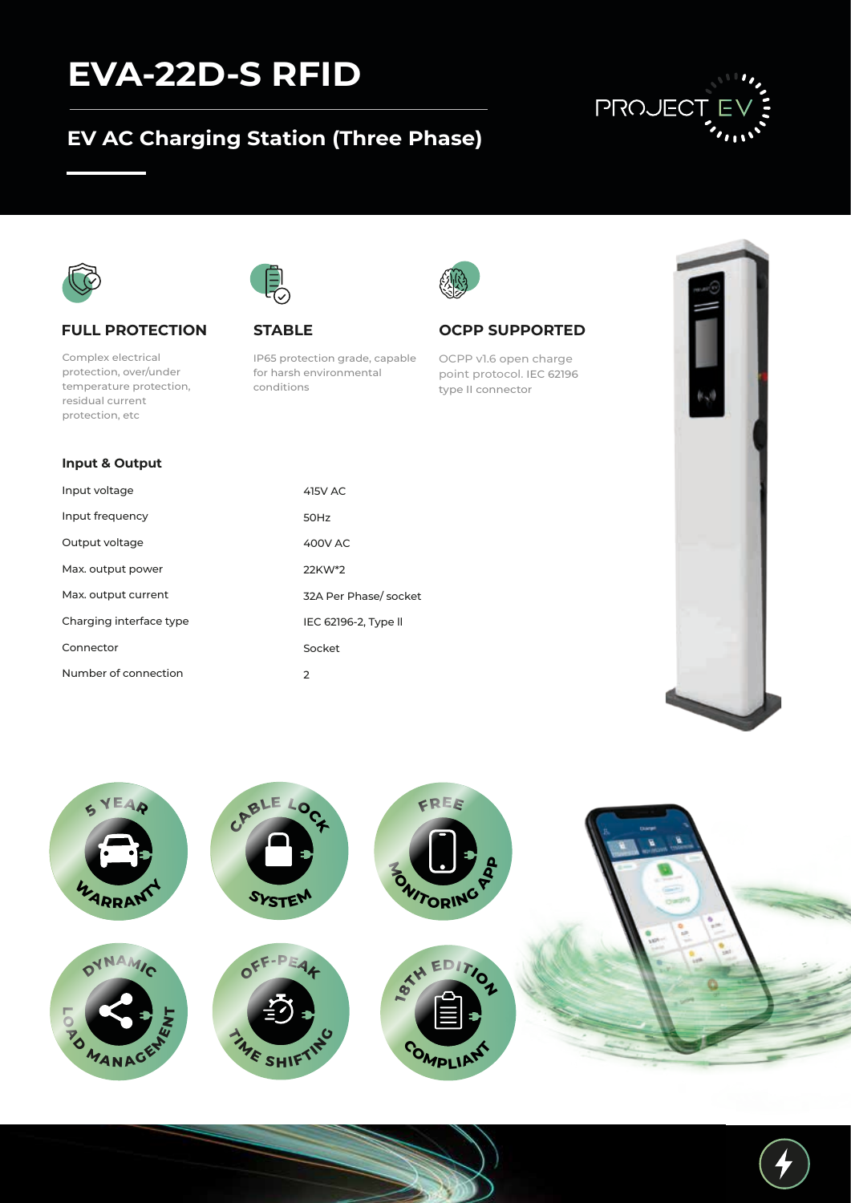# EVA-22D-S RFID

## EV AC Charging Station (Three Phase)

PROJECT EV

### FULL PROTECTION

Complex electrical protection, over/under temperature protection, residual current protection, etc

### STABLE

IP65 protection grade, capable for harsh environmental conditions

### OCPP SUPPORTED

OCPP v1.6 open charge point protocol. IEC 62196 type II connector

### Input & Output

| | |
|---|---|
| Input voltage | 415V AC |
| Input frequency | 50Hz |
| Output voltage | 400V AC |
| Max. output power | 22KW*2 |
| Max. output current | 32A Per Phase/ socket |
| Charging interface type | IEC 62196-2, Type ll |
| Connector | Socket |
| Number of connection | 2 |

5 YEAR WARRANTY

CABLE LOCK SYSTEM

FREE MONITORING APP

DYNAMIC LOAD MANAGEMENT

OFF-PEAK TIME SHIFTING

18TH EDITION COMPLIANT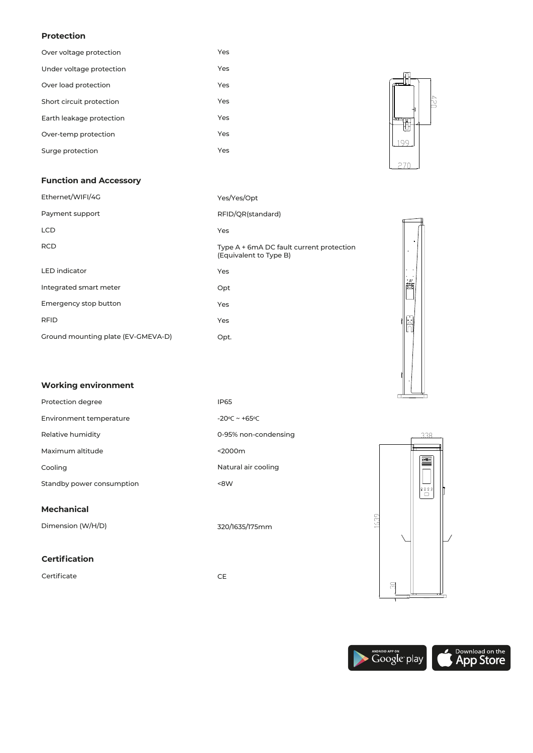## Protection

| | |
|---|---|
| Over voltage protection | Yes |
| Under voltage protection | Yes |
| Over load protection | Yes |
| Short circuit protection | Yes |
| Earth leakage protection | Yes |
| Over-temp protection | Yes |
| Surge protection | Yes |

## Function and Accessory

| | |
|---|---|
| Ethernet/WIFI/4G | Yes/Yes/Opt |
| Payment support | RFID/QR(standard) |
| LCD | Yes |
| RCD | Type A + 6mA DC fault current protection (Equivalent to Type B) |
| LED indicator | Yes |
| Integrated smart meter | Opt |
| Emergency stop button | Yes |
| RFID | Yes |
| Ground mounting plate (EV-GMEVA-D) | Opt. |

## Working environment

| | |
|---|---|
| Protection degree | IP65 |
| Environment temperature | -20ºC ~ +65ºC |
| Relative humidity | 0-95% non-condensing |
| Maximum altitude | <2000m |
| Cooling | Natural air cooling |
| Standby power consumption | <8W |

## Mechanical

| | |
|---|---|
| Dimension (W/H/D) | 320/1635/175mm |

## Certification

| | |
|---|---|
| Certificate | CE |

420
199
270
338
1639
30